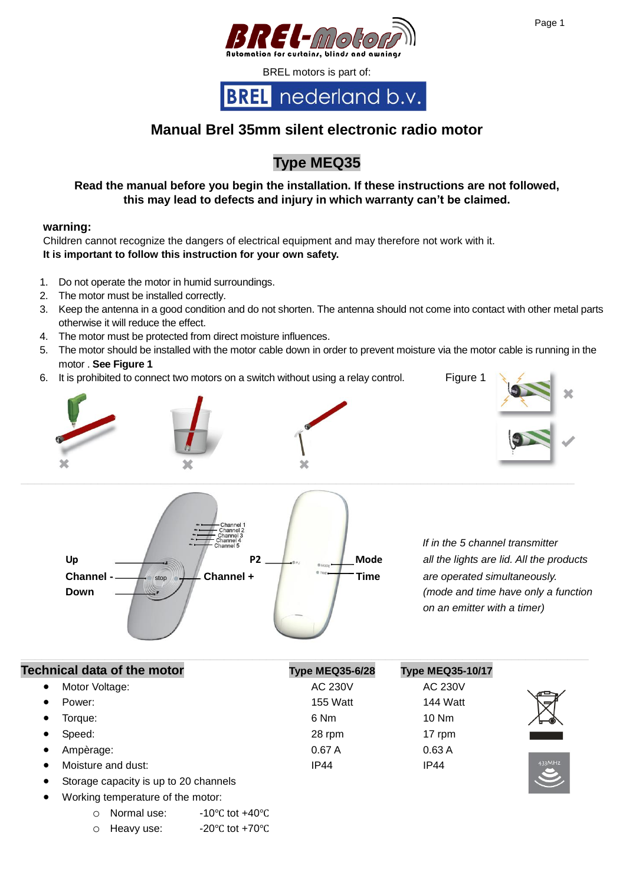BREL motors is part of:

# Manual Brel 35mm silent electronic radio motor

## Type MEQ35

**Read the manual before you begin the installation. If these instructions are not followed, this may lead to defects and injury in which warranty can't be claimed.**

**warning:**

Children cannot recognize the dangers of electrical equipment and may therefore not work with it.
**It is important to follow this instruction for your own safety.**

1. Do not operate the motor in humid surroundings.
2. The motor must be installed correctly.
3. Keep the antenna in a good condition and do not shorten. The antenna should not come into contact with other metal parts otherwise it will reduce the effect.
4. The motor must be protected from direct moisture influences.
5. The motor should be installed with the motor cable down in order to prevent moisture via the motor cable is running in the motor . **See Figure 1**
6. It is prohibited to connect two motors on a switch without using a relay control.

Figure 1

Up
Channel -
Down
Channel +
P2
Mode
Time

*If in the 5 channel transmitter all the lights are lid. All the products are operated simultaneously. (mode and time have only a function on an emitter with a timer)*

## Technical data of the motor

| | Type MEQ35-6/28 | Type MEQ35-10/17 |
|---|---|---|
| Motor Voltage: | AC 230V | AC 230V |
| Power: | 155 Watt | 144 Watt |
| Torque: | 6 Nm | 10 Nm |
| Speed: | 28 rpm | 17 rpm |
| Ampèrage: | 0.67 A | 0.63 A |
| Moisture and dust: | IP44 | IP44 |

- Storage capacity is up to 20 channels
- Working temperature of the motor:
  - Normal use: -10℃ tot +40℃
  - Heavy use: -20℃ tot +70℃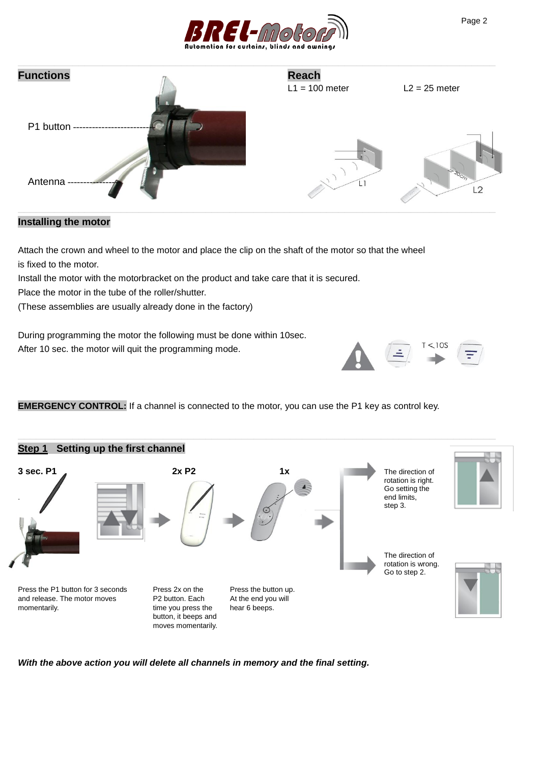## Functions

P1 button

Antenna

## Reach

L1 = 100 meter

L2 = 25 meter

## Installing the motor

Attach the crown and wheel to the motor and place the clip on the shaft of the motor so that the wheel is fixed to the motor.
Install the motor with the motorbracket on the product and take care that it is secured.
Place the motor in the tube of the roller/shutter.
(These assemblies are usually already done in the factory)

During programming the motor the following must be done within 10sec.
After 10 sec. the motor will quit the programming mode.

**EMERGENCY CONTROL:** If a channel is connected to the motor, you can use the P1 key as control key.

## Step 1 Setting up the first channel

**3 sec. P1**

Press the P1 button for 3 seconds and release. The motor moves momentarily.

**2x P2**

Press 2x on the P2 button. Each time you press the button, it beeps and moves momentarily.

**1x**

Press the button up. At the end you will hear 6 beeps.

The direction of rotation is right. Go setting the end limits, step 3.

The direction of rotation is wrong. Go to step 2.

***With the above action you will delete all channels in memory and the final setting.***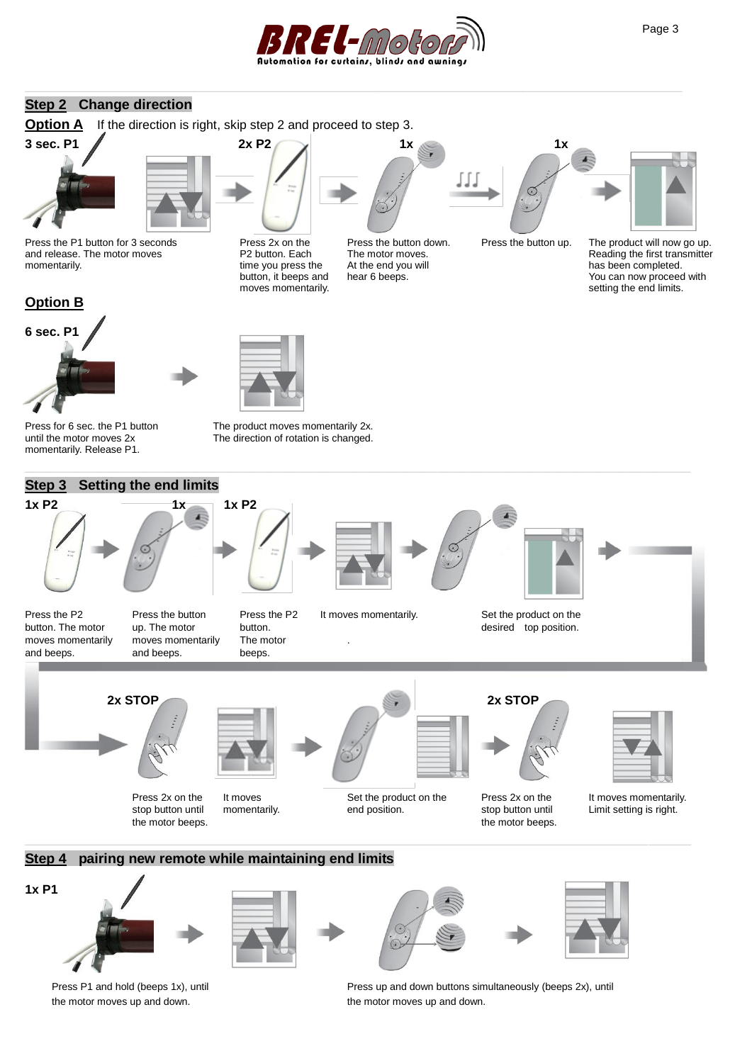## Step 2 Change direction

**Option A** If the direction is right, skip step 2 and proceed to step 3.

**3 sec. P1** — Press the P1 button for 3 seconds and release. The motor moves momentarily.

**2x P2** — Press 2x on the P2 button. Each time you press the button, it beeps and moves momentarily.

**1x** — Press the button down. The motor moves. At the end you will hear 6 beeps.

**1x** — Press the button up.

The product will now go up. Reading the first transmitter has been completed. You can now proceed with setting the end limits.

**Option B**

**6 sec. P1** — Press for 6 sec. the P1 button until the motor moves 2x momentarily. Release P1.

The product moves momentarily 2x. The direction of rotation is changed.

## Step 3 Setting the end limits

**1x P2** — Press the P2 button. The motor moves momentarily and beeps.

**1x** — Press the button up. The motor moves momentarily and beeps.

**1x P2** — Press the P2 button. The motor beeps.

It moves momentarily.

Set the product on the desired top position.

**2x STOP** — Press 2x on the stop button until the motor beeps.

It moves momentarily.

Set the product on the end position.

**2x STOP** — Press 2x on the stop button until the motor beeps.

It moves momentarily. Limit setting is right.

## Step 4 pairing new remote while maintaining end limits

**1x P1** — Press P1 and hold (beeps 1x), until the motor moves up and down.

Press up and down buttons simultaneously (beeps 2x), until the motor moves up and down.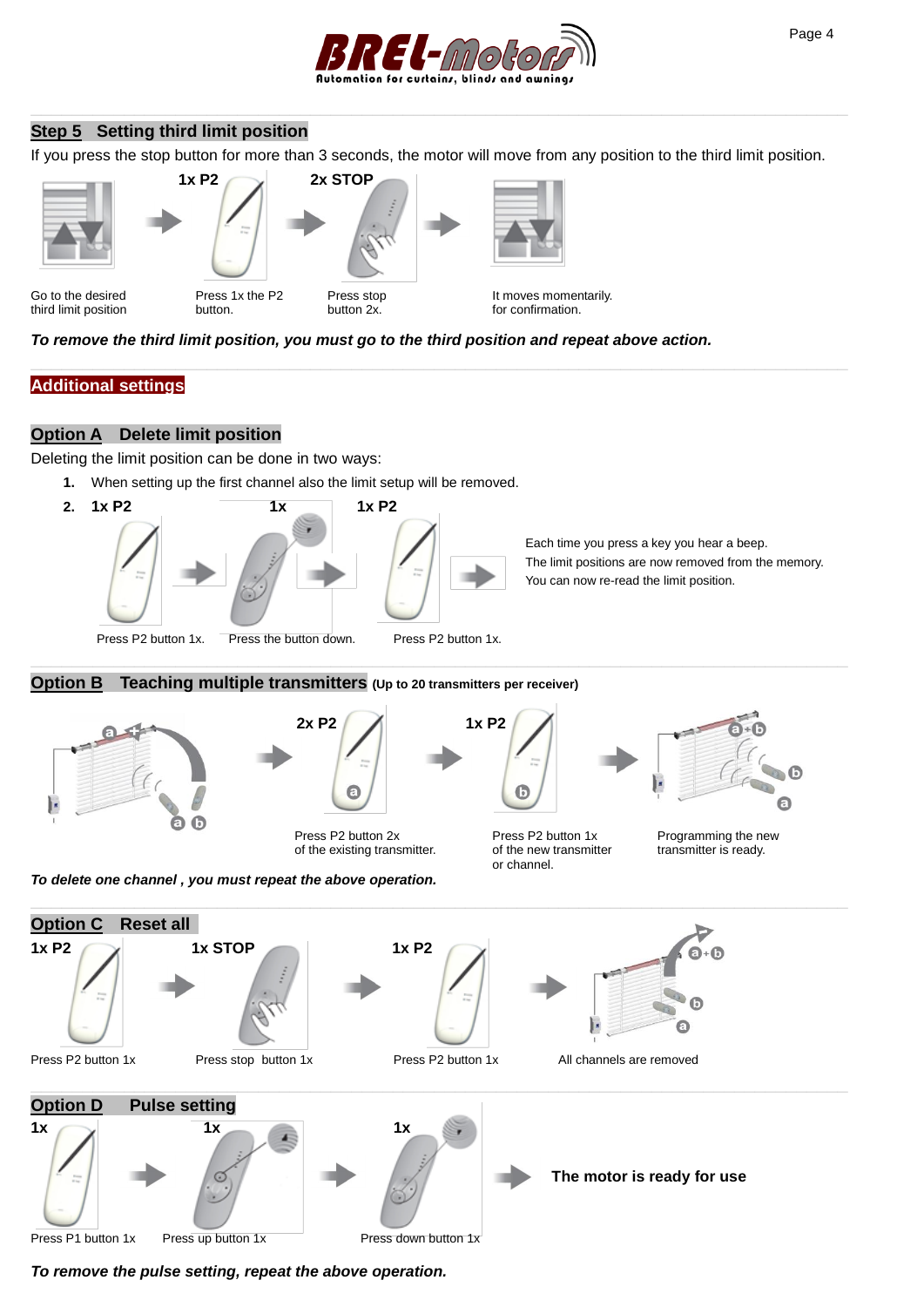## Step 5 Setting third limit position

If you press the stop button for more than 3 seconds, the motor will move from any position to the third limit position.

1x P2

2x STOP

Go to the desired third limit position

Press 1x the P2 button.

Press stop button 2x.

It moves momentarily. for confirmation.

***To remove the third limit position, you must go to the third position and repeat above action.***

## Additional settings

### Option A Delete limit position

Deleting the limit position can be done in two ways:

1. When setting up the first channel also the limit setup will be removed.
2. 1x P2 — 1x — 1x P2

Press P2 button 1x. Press the button down. Press P2 button 1x.

Each time you press a key you hear a beep.
The limit positions are now removed from the memory.
You can now re-read the limit position.

### Option B Teaching multiple transmitters (Up to 20 transmitters per receiver)

2x P2

1x P2

Press P2 button 2x of the existing transmitter.

Press P2 button 1x of the new transmitter or channel.

Programming the new transmitter is ready.

***To delete one channel , you must repeat the above operation.***

### Option C Reset all

1x P2 — 1x STOP — 1x P2

Press P2 button 1x

Press stop button 1x

Press P2 button 1x

All channels are removed

### Option D Pulse setting

1x — 1x — 1x

Press P1 button 1x

Press up button 1x

Press down button 1x

**The motor is ready for use**

***To remove the pulse setting, repeat the above operation.***